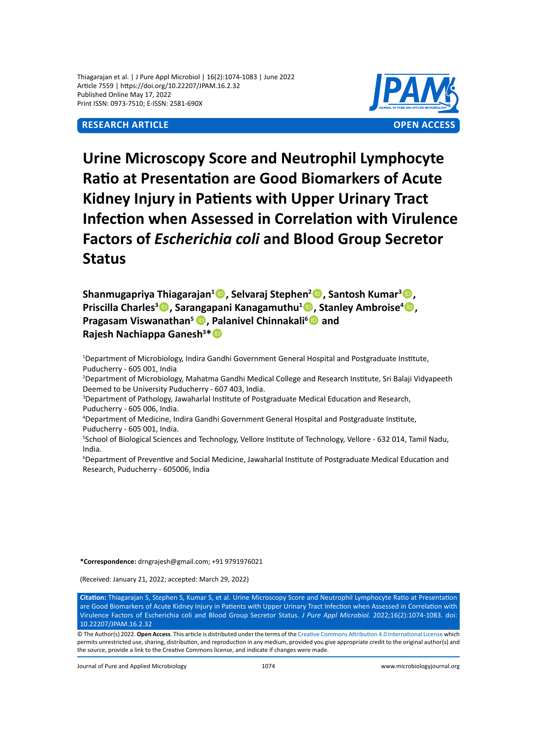**RESEARCH ARTICLE** **OPEN ACCESS**

# Urine Microscopy Score and Neutrophil Lymphocyte Ratio at Presentation are Good Biomarkers of Acute Kidney Injury in Patients with Upper Urinary Tract Infection when Assessed in Correlation with Virulence Factors of *Escherichia coli* and Blood Group Secretor Status

**Shanmugapriya Thiagarajan[1], Selvaraj Stephen[2], Santosh Kumar[3], Priscilla Charles[3], Sarangapani Kanagamuthu[1], Stanley Ambroise[4], Pragasam Viswanathan[5], Palanivel Chinnakali[6] and Rajesh Nachiappa Ganesh[3]***

[1]Department of Microbiology, Indira Gandhi Government General Hospital and Postgraduate Institute, Puducherry - 605 001, India

[2]Department of Microbiology, Mahatma Gandhi Medical College and Research Institute, Sri Balaji Vidyapeeth Deemed to be University Puducherry - 607 403, India.

[3]Department of Pathology, Jawaharlal Institute of Postgraduate Medical Education and Research, Puducherry - 605 006, India.

[4]Department of Medicine, Indira Gandhi Government General Hospital and Postgraduate Institute, Puducherry - 605 001, India.

[5]School of Biological Sciences and Technology, Vellore Institute of Technology, Vellore - 632 014, Tamil Nadu, India.

[6]Department of Preventive and Social Medicine, Jawaharlal Institute of Postgraduate Medical Education and Research, Puducherry - 605006, India

***Correspondence:** drngrajesh@gmail.com; +91 9791976021

(Received: January 21, 2022; accepted: March 29, 2022)

**Citation:** Thiagarajan S, Stephen S, Kumar S, et al. Urine Microscopy Score and Neutrophil Lymphocyte Ratio at Presentation are Good Biomarkers of Acute Kidney Injury in Patients with Upper Urinary Tract Infection when Assessed in Correlation with Virulence Factors of Escherichia coli and Blood Group Secretor Status. *J Pure Appl Microbiol.* 2022;16(2):1074-1083. doi: 10.22207/JPAM.16.2.32

© The Author(s) 2022. **Open Access**. This article is distributed under the terms of the Creative Commons Attribution 4.0 International License which permits unrestricted use, sharing, distribution, and reproduction in any medium, provided you give appropriate credit to the original author(s) and the source, provide a link to the Creative Commons license, and indicate if changes were made.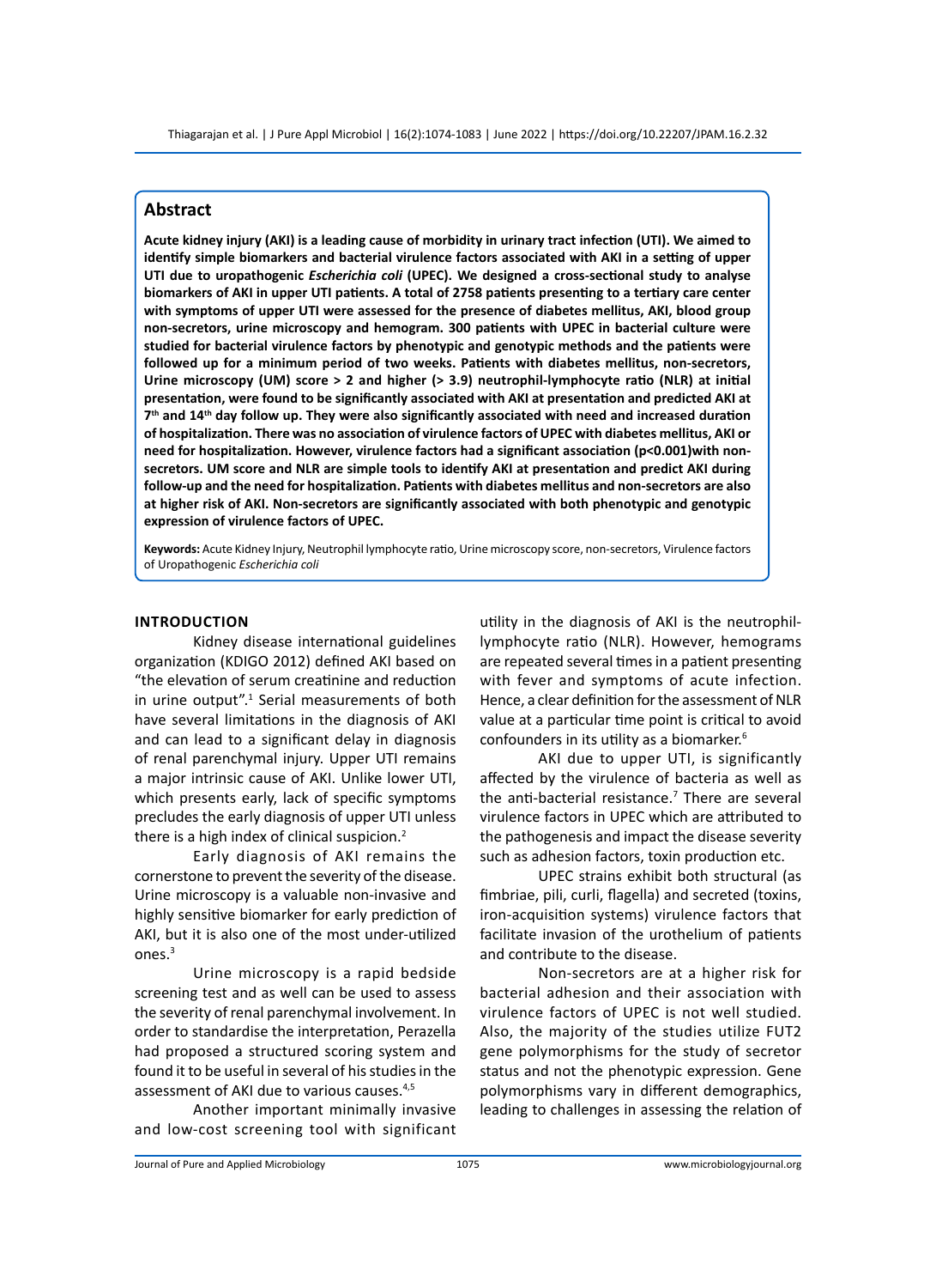## Abstract

**Acute kidney injury (AKI) is a leading cause of morbidity in urinary tract infection (UTI). We aimed to identify simple biomarkers and bacterial virulence factors associated with AKI in a setting of upper UTI due to uropathogenic *Escherichia coli* (UPEC). We designed a cross-sectional study to analyse biomarkers of AKI in upper UTI patients. A total of 2758 patients presenting to a tertiary care center with symptoms of upper UTI were assessed for the presence of diabetes mellitus, AKI, blood group non-secretors, urine microscopy and hemogram. 300 patients with UPEC in bacterial culture were studied for bacterial virulence factors by phenotypic and genotypic methods and the patients were followed up for a minimum period of two weeks. Patients with diabetes mellitus, non-secretors, Urine microscopy (UM) score > 2 and higher (> 3.9) neutrophil-lymphocyte ratio (NLR) at initial presentation, were found to be significantly associated with AKI at presentation and predicted AKI at 7th and 14th day follow up. They were also significantly associated with need and increased duration of hospitalization. There was no association of virulence factors of UPEC with diabetes mellitus, AKI or need for hospitalization. However, virulence factors had a significant association ($p<0.001$)with non-secretors. UM score and NLR are simple tools to identify AKI at presentation and predict AKI during follow-up and the need for hospitalization. Patients with diabetes mellitus and non-secretors are also at higher risk of AKI. Non-secretors are significantly associated with both phenotypic and genotypic expression of virulence factors of UPEC.**

**Keywords:** Acute Kidney Injury, Neutrophil lymphocyte ratio, Urine microscopy score, non-secretors, Virulence factors of Uropathogenic *Escherichia coli*

## INTRODUCTION

Kidney disease international guidelines organization (KDIGO 2012) defined AKI based on "the elevation of serum creatinine and reduction in urine output".[1] Serial measurements of both have several limitations in the diagnosis of AKI and can lead to a significant delay in diagnosis of renal parenchymal injury. Upper UTI remains a major intrinsic cause of AKI. Unlike lower UTI, which presents early, lack of specific symptoms precludes the early diagnosis of upper UTI unless there is a high index of clinical suspicion.[2]

Early diagnosis of AKI remains the cornerstone to prevent the severity of the disease. Urine microscopy is a valuable non-invasive and highly sensitive biomarker for early prediction of AKI, but it is also one of the most under-utilized ones.[3]

Urine microscopy is a rapid bedside screening test and as well can be used to assess the severity of renal parenchymal involvement. In order to standardise the interpretation, Perazella had proposed a structured scoring system and found it to be useful in several of his studies in the assessment of AKI due to various causes.[4,5]

Another important minimally invasive and low-cost screening tool with significant utility in the diagnosis of AKI is the neutrophil-lymphocyte ratio (NLR). However, hemograms are repeated several times in a patient presenting with fever and symptoms of acute infection. Hence, a clear definition for the assessment of NLR value at a particular time point is critical to avoid confounders in its utility as a biomarker.[6]

AKI due to upper UTI, is significantly affected by the virulence of bacteria as well as the anti-bacterial resistance.[7] There are several virulence factors in UPEC which are attributed to the pathogenesis and impact the disease severity such as adhesion factors, toxin production etc.

UPEC strains exhibit both structural (as fimbriae, pili, curli, flagella) and secreted (toxins, iron-acquisition systems) virulence factors that facilitate invasion of the urothelium of patients and contribute to the disease.

Non-secretors are at a higher risk for bacterial adhesion and their association with virulence factors of UPEC is not well studied. Also, the majority of the studies utilize FUT2 gene polymorphisms for the study of secretor status and not the phenotypic expression. Gene polymorphisms vary in different demographics, leading to challenges in assessing the relation of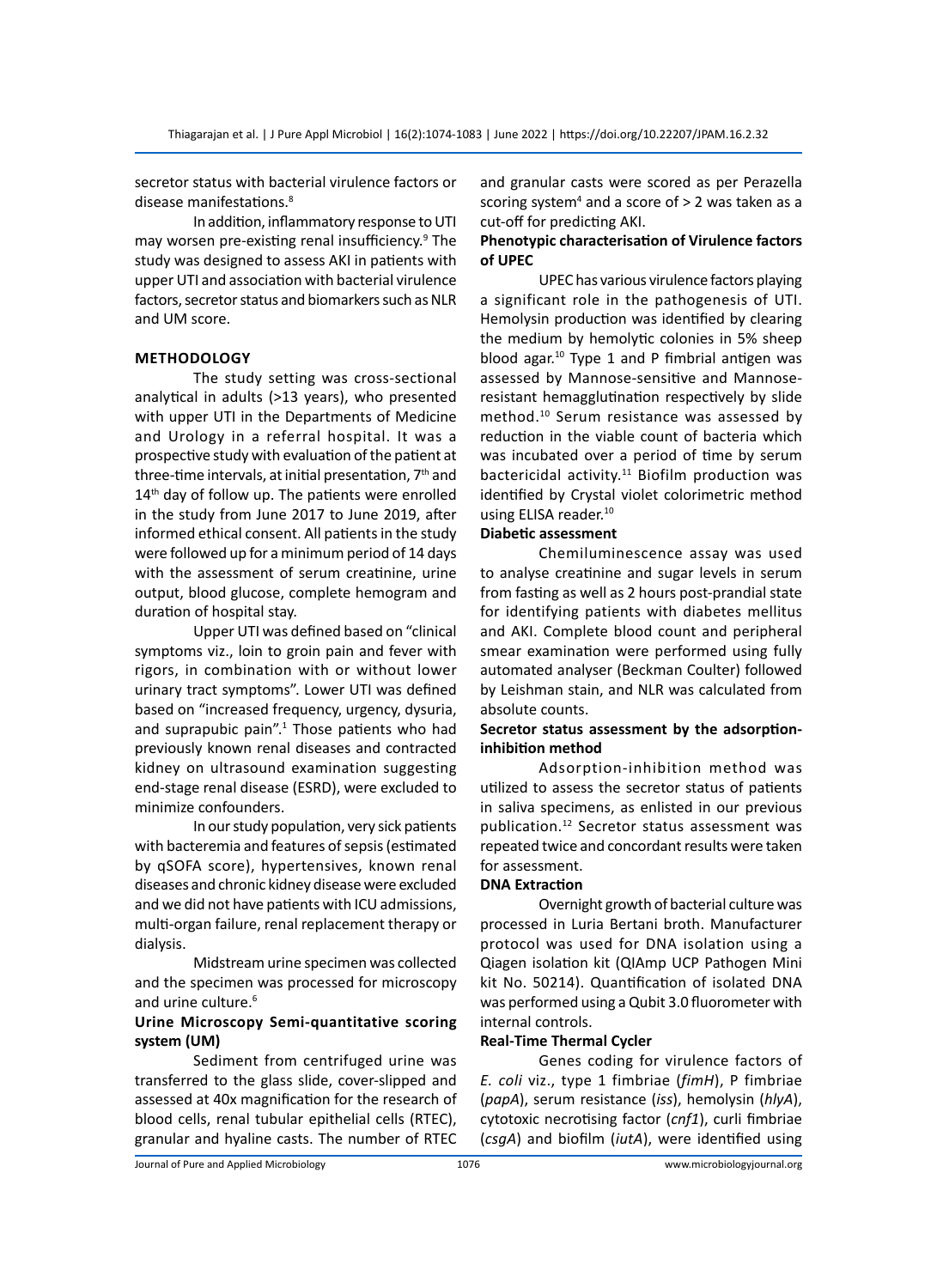secretor status with bacterial virulence factors or disease manifestations.[8]

In addition, inflammatory response to UTI may worsen pre-existing renal insufficiency.[9] The study was designed to assess AKI in patients with upper UTI and association with bacterial virulence factors, secretor status and biomarkers such as NLR and UM score.

## METHODOLOGY

The study setting was cross-sectional analytical in adults (>13 years), who presented with upper UTI in the Departments of Medicine and Urology in a referral hospital. It was a prospective study with evaluation of the patient at three-time intervals, at initial presentation, 7th and 14th day of follow up. The patients were enrolled in the study from June 2017 to June 2019, after informed ethical consent. All patients in the study were followed up for a minimum period of 14 days with the assessment of serum creatinine, urine output, blood glucose, complete hemogram and duration of hospital stay.

Upper UTI was defined based on "clinical symptoms viz., loin to groin pain and fever with rigors, in combination with or without lower urinary tract symptoms". Lower UTI was defined based on "increased frequency, urgency, dysuria, and suprapubic pain".[1] Those patients who had previously known renal diseases and contracted kidney on ultrasound examination suggesting end-stage renal disease (ESRD), were excluded to minimize confounders.

In our study population, very sick patients with bacteremia and features of sepsis (estimated by qSOFA score), hypertensives, known renal diseases and chronic kidney disease were excluded and we did not have patients with ICU admissions, multi-organ failure, renal replacement therapy or dialysis.

Midstream urine specimen was collected and the specimen was processed for microscopy and urine culture.[6]

### Urine Microscopy Semi-quantitative scoring system (UM)

Sediment from centrifuged urine was transferred to the glass slide, cover-slipped and assessed at 40x magnification for the research of blood cells, renal tubular epithelial cells (RTEC), granular and hyaline casts. The number of RTEC and granular casts were scored as per Perazella scoring system[4] and a score of > 2 was taken as a cut-off for predicting AKI.

### Phenotypic characterisation of Virulence factors of UPEC

UPEC has various virulence factors playing a significant role in the pathogenesis of UTI. Hemolysin production was identified by clearing the medium by hemolytic colonies in 5% sheep blood agar.[10] Type 1 and P fimbrial antigen was assessed by Mannose-sensitive and Mannose-resistant hemagglutination respectively by slide method.[10] Serum resistance was assessed by reduction in the viable count of bacteria which was incubated over a period of time by serum bactericidal activity.[11] Biofilm production was identified by Crystal violet colorimetric method using ELISA reader.[10]

### Diabetic assessment

Chemiluminescence assay was used to analyse creatinine and sugar levels in serum from fasting as well as 2 hours post-prandial state for identifying patients with diabetes mellitus and AKI. Complete blood count and peripheral smear examination were performed using fully automated analyser (Beckman Coulter) followed by Leishman stain, and NLR was calculated from absolute counts.

### Secretor status assessment by the adsorption-inhibition method

Adsorption-inhibition method was utilized to assess the secretor status of patients in saliva specimens, as enlisted in our previous publication.[12] Secretor status assessment was repeated twice and concordant results were taken for assessment.

### DNA Extraction

Overnight growth of bacterial culture was processed in Luria Bertani broth. Manufacturer protocol was used for DNA isolation using a Qiagen isolation kit (QIAmp UCP Pathogen Mini kit No. 50214). Quantification of isolated DNA was performed using a Qubit 3.0 fluorometer with internal controls.

### Real-Time Thermal Cycler

Genes coding for virulence factors of *E. coli* viz., type 1 fimbriae (*fimH*), P fimbriae (*papA*), serum resistance (*iss*), hemolysin (*hlyA*), cytotoxic necrotising factor (*cnf1*), curli fimbriae (*csgA*) and biofilm (*iutA*), were identified using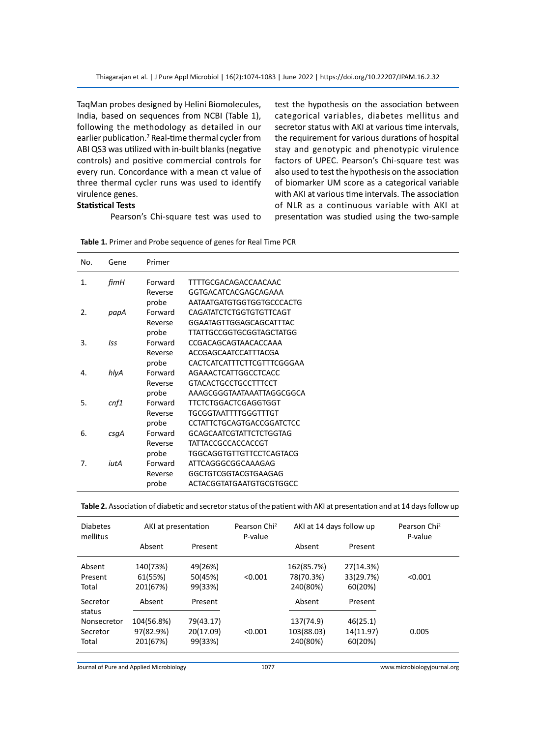TaqMan probes designed by Helini Biomolecules, India, based on sequences from NCBI (Table 1), following the methodology as detailed in our earlier publication.[7] Real-time thermal cycler from ABI QS3 was utilized with in-built blanks (negative controls) and positive commercial controls for every run. Concordance with a mean ct value of three thermal cycler runs was used to identify virulence genes.

### Statistical Tests

Pearson's Chi-square test was used to test the hypothesis on the association between categorical variables, diabetes mellitus and secretor status with AKI at various time intervals, the requirement for various durations of hospital stay and genotypic and phenotypic virulence factors of UPEC. Pearson's Chi-square test was also used to test the hypothesis on the association of biomarker UM score as a categorical variable with AKI at various time intervals. The association of NLR as a continuous variable with AKI at presentation was studied using the two-sample

**Table 1.** Primer and Probe sequence of genes for Real Time PCR

| No. | Gene | Primer | |
|---|---|---|---|
| 1. | *fimH* | Forward | TTTTGCGACAGACCAACAAC |
| | | Reverse | GGTGACATCACGAGCAGAAA |
| | | probe | AATAATGATGTGGTGGTGCCCACTG |
| 2. | *papA* | Forward | CAGATATCTCTGGTGTGTTCAGT |
| | | Reverse | GGAATAGTTGGAGCAGCATTTAC |
| | | probe | TTATTGCCGGTGCGGTAGCTATGG |
| 3. | *Iss* | Forward | CCGACAGCAGTAACACCAAA |
| | | Reverse | ACCGAGCAATCCATTTACGA |
| | | probe | CACTCATCATTTCTTCGTTTCGGGAA |
| 4. | *hlyA* | Forward | AGAAACTCATTGGCCTCACC |
| | | Reverse | GTACACTGCCTGCCTTTCCT |
| | | probe | AAAGCGGGTAATAAATTAGGCGGCA |
| 5. | *cnf1* | Forward | TTCTCTGGACTCGAGGTGGT |
| | | Reverse | TGCGGTAATTTTTGGGTTTGT |
| | | probe | CCTATTCTGCAGTGACCGGATCTCC |
| 6. | *csgA* | Forward | GCAGCAATCGTATTCTCTGGTAG |
| | | Reverse | TATTACCGCCACCACCGT |
| | | probe | TGGCAGGTGTTGTTCCTCAGTACG |
| 7. | *iutA* | Forward | ATTCAGGGCGGCAAAGAG |
| | | Reverse | GGCTGTCGGTACGTGAAGAG |
| | | probe | ACTACGGTATGAATGTGCGTGGCC |

**Table 2.** Association of diabetic and secretor status of the patient with AKI at presentation and at 14 days follow up

| Diabetes mellitus | AKI at presentation | | Pearson Chi[2] P-value | AKI at 14 days follow up | | Pearson Chi[2] P-value |
|---|---|---|---|---|---|---|
| | Absent | Present | | Absent | Present | |
| Absent | 140(73%) | 49(26%) | | 162(85.7%) | 27(14.3%) | |
| Present | 61(55%) | 50(45%) | <0.001 | 78(70.3%) | 33(29.7%) | <0.001 |
| Total | 201(67%) | 99(33%) | | 240(80%) | 60(20%) | |
| Secretor status | Absent | Present | | Absent | Present | |
| Nonsecretor | 104(56.8%) | 79(43.17) | | 137(74.9) | 46(25.1) | |
| Secretor | 97(82.9%) | 20(17.09) | <0.001 | 103(88.03) | 14(11.97) | 0.005 |
| Total | 201(67%) | 99(33%) | | 240(80%) | 60(20%) | |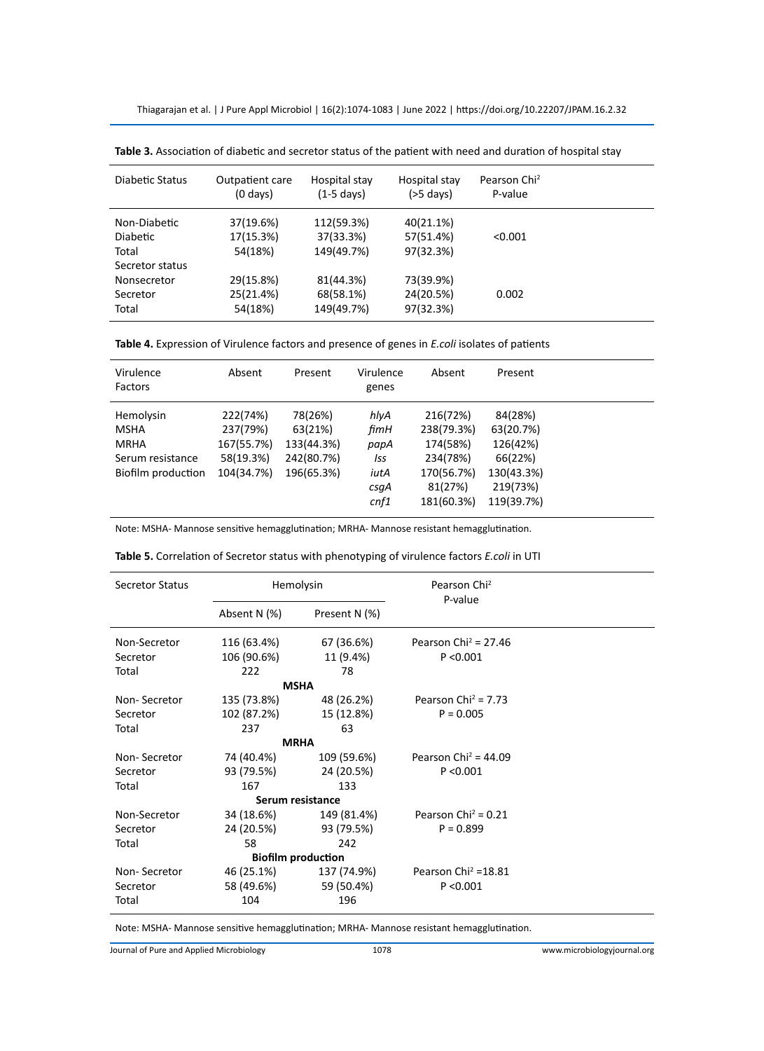**Table 3.** Association of diabetic and secretor status of the patient with need and duration of hospital stay

| Diabetic Status | Outpatient care (0 days) | Hospital stay (1-5 days) | Hospital stay (>5 days) | Pearson Chi$^2$ P-value |
|---|---|---|---|---|
| Non-Diabetic | 37(19.6%) | 112(59.3%) | 40(21.1%) | |
| Diabetic | 17(15.3%) | 37(33.3%) | 57(51.4%) | <0.001 |
| Total | 54(18%) | 149(49.7%) | 97(32.3%) | |
| Secretor status | | | | |
| Nonsecretor | 29(15.8%) | 81(44.3%) | 73(39.9%) | |
| Secretor | 25(21.4%) | 68(58.1%) | 24(20.5%) | 0.002 |
| Total | 54(18%) | 149(49.7%) | 97(32.3%) | |

**Table 4.** Expression of Virulence factors and presence of genes in *E.coli* isolates of patients

| Virulence Factors | Absent | Present | Virulence genes | Absent | Present |
|---|---|---|---|---|---|
| Hemolysin | 222(74%) | 78(26%) | *hlyA* | 216(72%) | 84(28%) |
| MSHA | 237(79%) | 63(21%) | *fimH* | 238(79.3%) | 63(20.7%) |
| MRHA | 167(55.7%) | 133(44.3%) | *papA* | 174(58%) | 126(42%) |
| Serum resistance | 58(19.3%) | 242(80.7%) | *Iss* | 234(78%) | 66(22%) |
| Biofilm production | 104(34.7%) | 196(65.3%) | *iutA* | 170(56.7%) | 130(43.3%) |
| | | | *csgA* | 81(27%) | 219(73%) |
| | | | *cnf1* | 181(60.3%) | 119(39.7%) |

Note: MSHA- Mannose sensitive hemagglutination; MRHA- Mannose resistant hemagglutination.

**Table 5.** Correlation of Secretor status with phenotyping of virulence factors *E.coli* in UTI

| Secretor Status | Hemolysin | | Pearson Chi$^2$ P-value |
|---|---|---|---|
| | Absent N (%) | Present N (%) | |
| Non-Secretor | 116 (63.4%) | 67 (36.6%) | Pearson Chi$^2$ = 27.46 |
| Secretor | 106 (90.6%) | 11 (9.4%) | P <0.001 |
| Total | 222 | 78 | |
| | **MSHA** | | |
| Non- Secretor | 135 (73.8%) | 48 (26.2%) | Pearson Chi$^2$ = 7.73 |
| Secretor | 102 (87.2%) | 15 (12.8%) | P = 0.005 |
| Total | 237 | 63 | |
| | **MRHA** | | |
| Non- Secretor | 74 (40.4%) | 109 (59.6%) | Pearson Chi$^2$ = 44.09 |
| Secretor | 93 (79.5%) | 24 (20.5%) | P <0.001 |
| Total | 167 | 133 | |
| | **Serum resistance** | | |
| Non-Secretor | 34 (18.6%) | 149 (81.4%) | Pearson Chi$^2$ = 0.21 |
| Secretor | 24 (20.5%) | 93 (79.5%) | P = 0.899 |
| Total | 58 | 242 | |
| | **Biofilm production** | | |
| Non- Secretor | 46 (25.1%) | 137 (74.9%) | Pearson Chi$^2$ =18.81 |
| Secretor | 58 (49.6%) | 59 (50.4%) | P <0.001 |
| Total | 104 | 196 | |

Note: MSHA- Mannose sensitive hemagglutination; MRHA- Mannose resistant hemagglutination.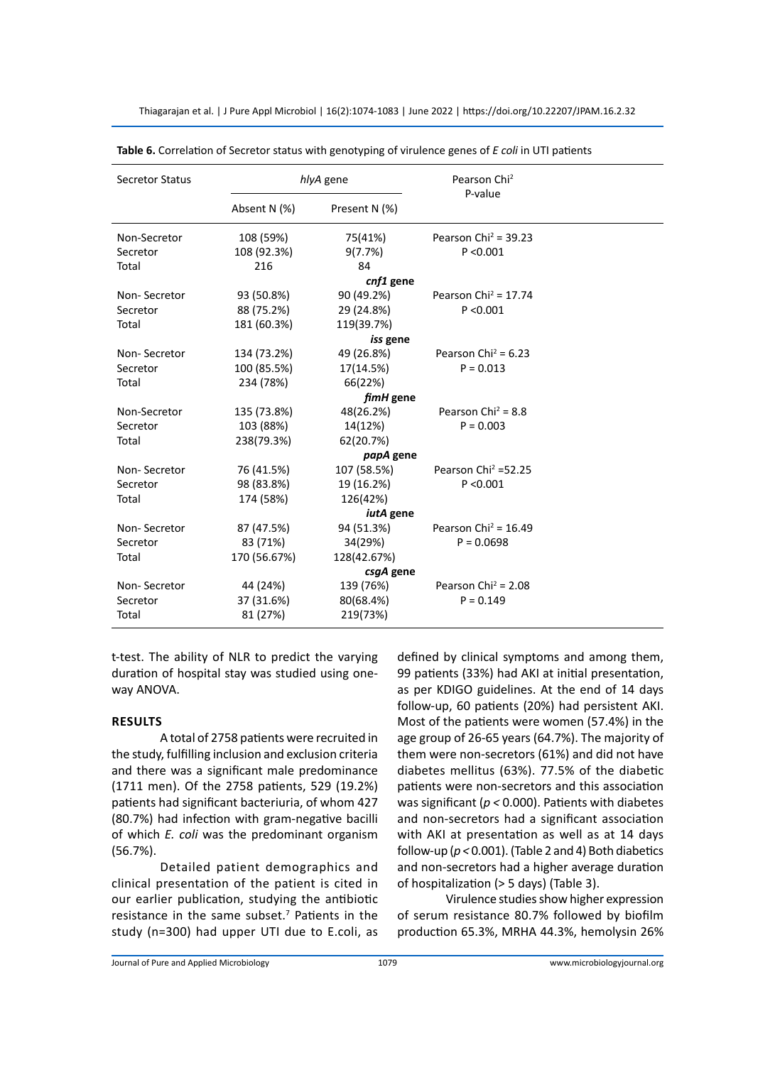**Table 6.** Correlation of Secretor status with genotyping of virulence genes of *E coli* in UTI patients

| Secretor Status | *hlyA* gene | | Pearson $Chi^2$ P-value |
|---|---|---|---|
| | Absent N (%) | Present N (%) | |
| Non-Secretor | 108 (59%) | 75(41%) | Pearson $Chi^2$ = 39.23 |
| Secretor | 108 (92.3%) | 9(7.7%) | P <0.001 |
| Total | 216 | 84 | |
| | ***cnf1* gene** | | |
| Non- Secretor | 93 (50.8%) | 90 (49.2%) | Pearson $Chi^2$ = 17.74 |
| Secretor | 88 (75.2%) | 29 (24.8%) | P <0.001 |
| Total | 181 (60.3%) | 119(39.7%) | |
| | ***iss* gene** | | |
| Non- Secretor | 134 (73.2%) | 49 (26.8%) | Pearson $Chi^2$ = 6.23 |
| Secretor | 100 (85.5%) | 17(14.5%) | P = 0.013 |
| Total | 234 (78%) | 66(22%) | |
| | ***fimH* gene** | | |
| Non-Secretor | 135 (73.8%) | 48(26.2%) | Pearson $Chi^2$ = 8.8 |
| Secretor | 103 (88%) | 14(12%) | P = 0.003 |
| Total | 238(79.3%) | 62(20.7%) | |
| | ***papA* gene** | | |
| Non- Secretor | 76 (41.5%) | 107 (58.5%) | Pearson $Chi^2$ =52.25 |
| Secretor | 98 (83.8%) | 19 (16.2%) | P <0.001 |
| Total | 174 (58%) | 126(42%) | |
| | ***iutA* gene** | | |
| Non- Secretor | 87 (47.5%) | 94 (51.3%) | Pearson $Chi^2$ = 16.49 |
| Secretor | 83 (71%) | 34(29%) | P = 0.0698 |
| Total | 170 (56.67%) | 128(42.67%) | |
| | ***csgA* gene** | | |
| Non- Secretor | 44 (24%) | 139 (76%) | Pearson $Chi^2$ = 2.08 |
| Secretor | 37 (31.6%) | 80(68.4%) | P = 0.149 |
| Total | 81 (27%) | 219(73%) | |

t-test. The ability of NLR to predict the varying duration of hospital stay was studied using one-way ANOVA.

## RESULTS

A total of 2758 patients were recruited in the study, fulfilling inclusion and exclusion criteria and there was a significant male predominance (1711 men). Of the 2758 patients, 529 (19.2%) patients had significant bacteriuria, of whom 427 (80.7%) had infection with gram-negative bacilli of which *E. coli* was the predominant organism (56.7%).

Detailed patient demographics and clinical presentation of the patient is cited in our earlier publication, studying the antibiotic resistance in the same subset.[7] Patients in the study (n=300) had upper UTI due to E.coli, as defined by clinical symptoms and among them, 99 patients (33%) had AKI at initial presentation, as per KDIGO guidelines. At the end of 14 days follow-up, 60 patients (20%) had persistent AKI. Most of the patients were women (57.4%) in the age group of 26-65 years (64.7%). The majority of them were non-secretors (61%) and did not have diabetes mellitus (63%). 77.5% of the diabetic patients were non-secretors and this association was significant ($p < 0.000$). Patients with diabetes and non-secretors had a significant association with AKI at presentation as well as at 14 days follow-up ($p < 0.001$). (Table 2 and 4) Both diabetics and non-secretors had a higher average duration of hospitalization (> 5 days) (Table 3).

Virulence studies show higher expression of serum resistance 80.7% followed by biofilm production 65.3%, MRHA 44.3%, hemolysin 26%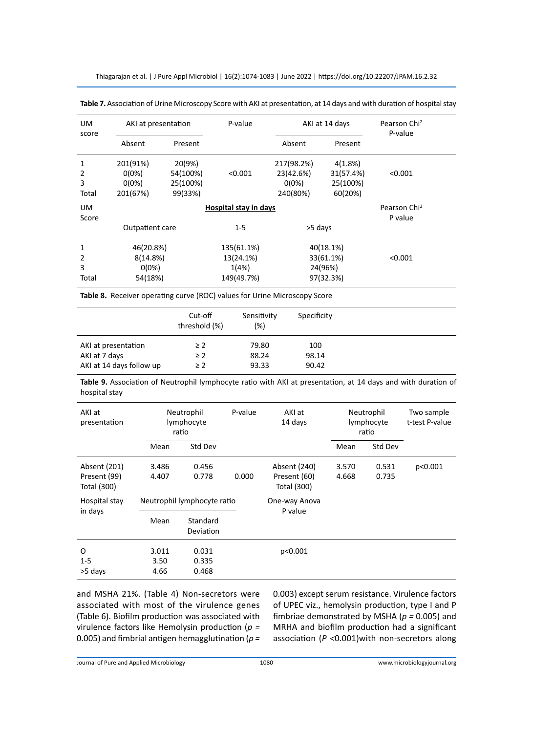**Table 7.** Association of Urine Microscopy Score with AKI at presentation, at 14 days and with duration of hospital stay

| UM score | AKI at presentation | | P-value | AKI at 14 days | | Pearson Chi² P-value |
|---|---|---|---|---|---|---|
| | Absent | Present | | Absent | Present | |
| 1 | 201(91%) | 20(9%) | | 217(98.2%) | 4(1.8%) | |
| 2 | 0(0%) | 54(100%) | <0.001 | 23(42.6%) | 31(57.4%) | <0.001 |
| 3 | 0(0%) | 25(100%) | | 0(0%) | 25(100%) | |
| Total | 201(67%) | 99(33%) | | 240(80%) | 60(20%) | |

| UM Score | Hospital stay in days | | | Pearson Chi² P value |
|---|---|---|---|---|
| | Outpatient care | 1-5 | >5 days | |
| 1 | 46(20.8%) | 135(61.1%) | 40(18.1%) | |
| 2 | 8(14.8%) | 13(24.1%) | 33(61.1%) | <0.001 |
| 3 | 0(0%) | 1(4%) | 24(96%) | |
| Total | 54(18%) | 149(49.7%) | 97(32.3%) | |

**Table 8.** Receiver operating curve (ROC) values for Urine Microscopy Score

| | Cut-off threshold (%) | Sensitivity (%) | Specificity |
|---|---|---|---|
| AKI at presentation | ≥ 2 | 79.80 | 100 |
| AKI at 7 days | ≥ 2 | 88.24 | 98.14 |
| AKI at 14 days follow up | ≥ 2 | 93.33 | 90.42 |

**Table 9.** Association of Neutrophil lymphocyte ratio with AKI at presentation, at 14 days and with duration of hospital stay

| AKI at presentation | Neutrophil lymphocyte ratio | | P-value | AKI at 14 days | Neutrophil lymphocyte ratio | | Two sample t-test P-value |
|---|---|---|---|---|---|---|---|
| | Mean | Std Dev | | | Mean | Std Dev | |
| Absent (201) | 3.486 | 0.456 | | Absent (240) | 3.570 | 0.531 | p<0.001 |
| Present (99) | 4.407 | 0.778 | 0.000 | Present (60) | 4.668 | 0.735 | |
| Total (300) | | | | Total (300) | | | |

| Hospital stay in days | Neutrophil lymphocyte ratio | | One-way Anova P value |
|---|---|---|---|
| | Mean | Standard Deviation | |
| O | 3.011 | 0.031 | p<0.001 |
| 1-5 | 3.50 | 0.335 | |
| >5 days | 4.66 | 0.468 | |

and MSHA 21%. (Table 4) Non-secretors were associated with most of the virulence genes (Table 6). Biofilm production was associated with virulence factors like Hemolysin production ($p$ = 0.005) and fimbrial antigen hemagglutination ($p$ = 0.003) except serum resistance. Virulence factors of UPEC viz., hemolysin production, type I and P fimbriae demonstrated by MSHA ($p$ = 0.005) and MRHA and biofilm production had a significant association ($P$ <0.001)with non-secretors along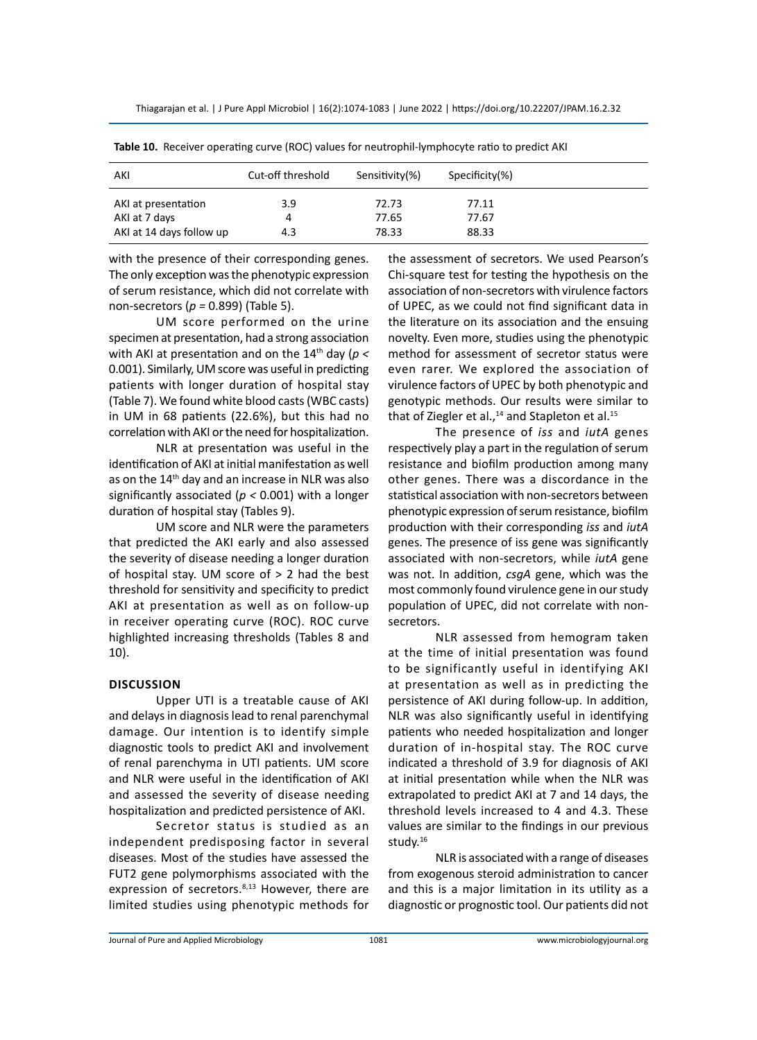**Table 10.** Receiver operating curve (ROC) values for neutrophil-lymphocyte ratio to predict AKI

| AKI | Cut-off threshold | Sensitivity(%) | Specificity(%) |
|---|---|---|---|
| AKI at presentation | 3.9 | 72.73 | 77.11 |
| AKI at 7 days | 4 | 77.65 | 77.67 |
| AKI at 14 days follow up | 4.3 | 78.33 | 88.33 |

with the presence of their corresponding genes. The only exception was the phenotypic expression of serum resistance, which did not correlate with non-secretors ($p = 0.899$) (Table 5).

UM score performed on the urine specimen at presentation, had a strong association with AKI at presentation and on the 14th day ($p < 0.001$). Similarly, UM score was useful in predicting patients with longer duration of hospital stay (Table 7). We found white blood casts (WBC casts) in UM in 68 patients (22.6%), but this had no correlation with AKI or the need for hospitalization.

NLR at presentation was useful in the identification of AKI at initial manifestation as well as on the 14th day and an increase in NLR was also significantly associated ($p < 0.001$) with a longer duration of hospital stay (Tables 9).

UM score and NLR were the parameters that predicted the AKI early and also assessed the severity of disease needing a longer duration of hospital stay. UM score of > 2 had the best threshold for sensitivity and specificity to predict AKI at presentation as well as on follow-up in receiver operating curve (ROC). ROC curve highlighted increasing thresholds (Tables 8 and 10).

## DISCUSSION

Upper UTI is a treatable cause of AKI and delays in diagnosis lead to renal parenchymal damage. Our intention is to identify simple diagnostic tools to predict AKI and involvement of renal parenchyma in UTI patients. UM score and NLR were useful in the identification of AKI and assessed the severity of disease needing hospitalization and predicted persistence of AKI.

Secretor status is studied as an independent predisposing factor in several diseases. Most of the studies have assessed the FUT2 gene polymorphisms associated with the expression of secretors.[8,13] However, there are limited studies using phenotypic methods for the assessment of secretors. We used Pearson's Chi-square test for testing the hypothesis on the association of non-secretors with virulence factors of UPEC, as we could not find significant data in the literature on its association and the ensuing novelty. Even more, studies using the phenotypic method for assessment of secretor status were even rarer. We explored the association of virulence factors of UPEC by both phenotypic and genotypic methods. Our results were similar to that of Ziegler et al.,[14] and Stapleton et al.[15]

The presence of *iss* and *iutA* genes respectively play a part in the regulation of serum resistance and biofilm production among many other genes. There was a discordance in the statistical association with non-secretors between phenotypic expression of serum resistance, biofilm production with their corresponding *iss* and *iutA* genes. The presence of iss gene was significantly associated with non-secretors, while *iutA* gene was not. In addition, *csgA* gene, which was the most commonly found virulence gene in our study population of UPEC, did not correlate with non-secretors.

NLR assessed from hemogram taken at the time of initial presentation was found to be significantly useful in identifying AKI at presentation as well as in predicting the persistence of AKI during follow-up. In addition, NLR was also significantly useful in identifying patients who needed hospitalization and longer duration of in-hospital stay. The ROC curve indicated a threshold of 3.9 for diagnosis of AKI at initial presentation while when the NLR was extrapolated to predict AKI at 7 and 14 days, the threshold levels increased to 4 and 4.3. These values are similar to the findings in our previous study.[16]

NLR is associated with a range of diseases from exogenous steroid administration to cancer and this is a major limitation in its utility as a diagnostic or prognostic tool. Our patients did not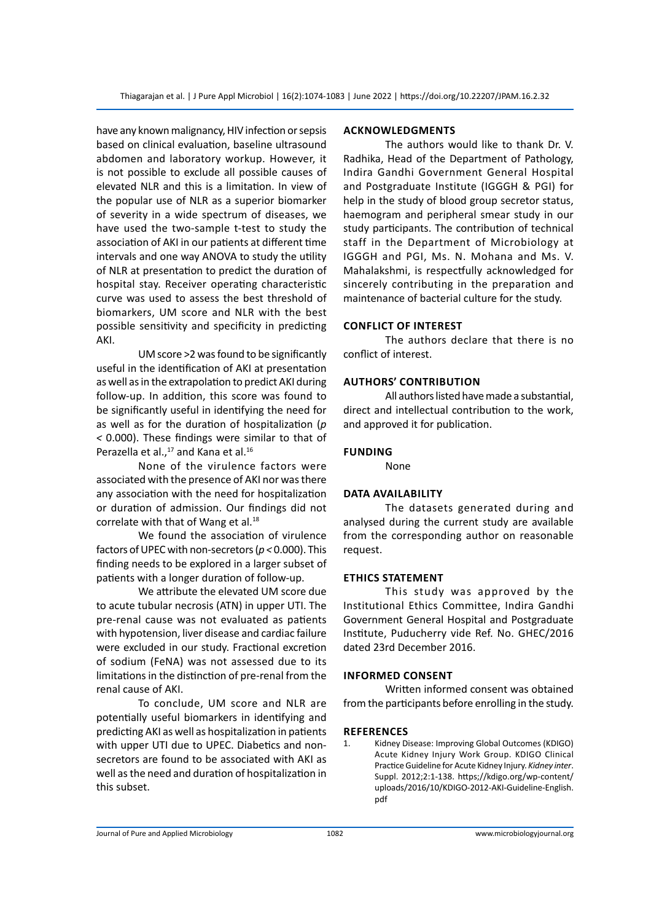have any known malignancy, HIV infection or sepsis based on clinical evaluation, baseline ultrasound abdomen and laboratory workup. However, it is not possible to exclude all possible causes of elevated NLR and this is a limitation. In view of the popular use of NLR as a superior biomarker of severity in a wide spectrum of diseases, we have used the two-sample t-test to study the association of AKI in our patients at different time intervals and one way ANOVA to study the utility of NLR at presentation to predict the duration of hospital stay. Receiver operating characteristic curve was used to assess the best threshold of biomarkers, UM score and NLR with the best possible sensitivity and specificity in predicting AKI.

UM score >2 was found to be significantly useful in the identification of AKI at presentation as well as in the extrapolation to predict AKI during follow-up. In addition, this score was found to be significantly useful in identifying the need for as well as for the duration of hospitalization ($p < 0.000$). These findings were similar to that of Perazella et al.,[17] and Kana et al.[16]

None of the virulence factors were associated with the presence of AKI nor was there any association with the need for hospitalization or duration of admission. Our findings did not correlate with that of Wang et al.[18]

We found the association of virulence factors of UPEC with non-secretors ($p < 0.000$). This finding needs to be explored in a larger subset of patients with a longer duration of follow-up.

We attribute the elevated UM score due to acute tubular necrosis (ATN) in upper UTI. The pre-renal cause was not evaluated as patients with hypotension, liver disease and cardiac failure were excluded in our study. Fractional excretion of sodium (FeNA) was not assessed due to its limitations in the distinction of pre-renal from the renal cause of AKI.

To conclude, UM score and NLR are potentially useful biomarkers in identifying and predicting AKI as well as hospitalization in patients with upper UTI due to UPEC. Diabetics and non-secretors are found to be associated with AKI as well as the need and duration of hospitalization in this subset.

## ACKNOWLEDGMENTS

The authors would like to thank Dr. V. Radhika, Head of the Department of Pathology, Indira Gandhi Government General Hospital and Postgraduate Institute (IGGGH & PGI) for help in the study of blood group secretor status, haemogram and peripheral smear study in our study participants. The contribution of technical staff in the Department of Microbiology at IGGGH and PGI, Ms. N. Mohana and Ms. V. Mahalakshmi, is respectfully acknowledged for sincerely contributing in the preparation and maintenance of bacterial culture for the study.

## CONFLICT OF INTEREST

The authors declare that there is no conflict of interest.

## AUTHORS' CONTRIBUTION

All authors listed have made a substantial, direct and intellectual contribution to the work, and approved it for publication.

## FUNDING

None

## DATA AVAILABILITY

The datasets generated during and analysed during the current study are available from the corresponding author on reasonable request.

## ETHICS STATEMENT

This study was approved by the Institutional Ethics Committee, Indira Gandhi Government General Hospital and Postgraduate Institute, Puducherry vide Ref. No. GHEC/2016 dated 23rd December 2016.

## INFORMED CONSENT

Written informed consent was obtained from the participants before enrolling in the study.

## REFERENCES

1. Kidney Disease: Improving Global Outcomes (KDIGO) Acute Kidney Injury Work Group. KDIGO Clinical Practice Guideline for Acute Kidney Injury. *Kidney inter*. Suppl. 2012;2:1-138. https://kdigo.org/wp-content/uploads/2016/10/KDIGO-2012-AKI-Guideline-English.pdf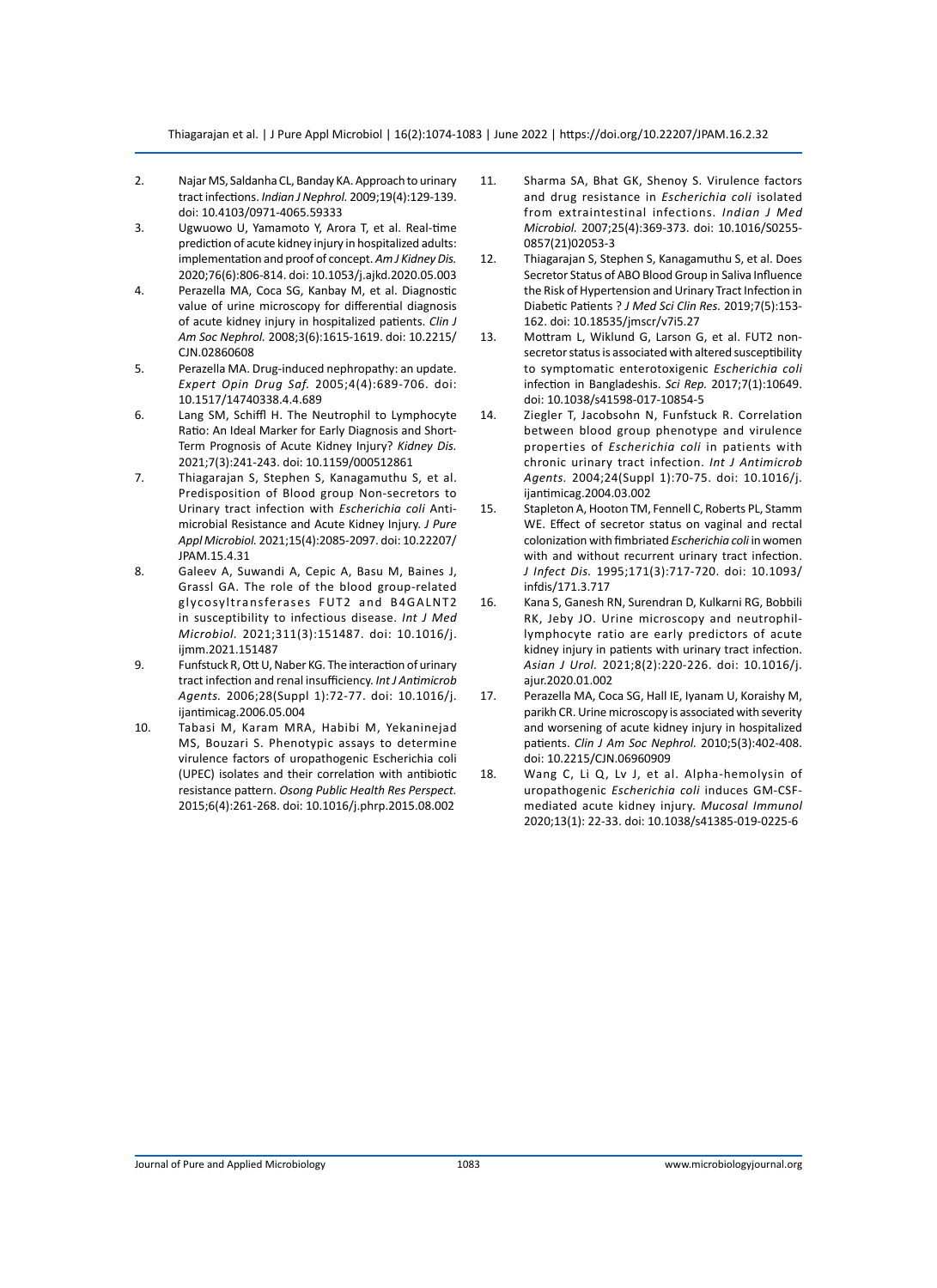2. Najar MS, Saldanha CL, Banday KA. Approach to urinary tract infections. *Indian J Nephrol.* 2009;19(4):129-139. doi: 10.4103/0971-4065.59333
3. Ugwuowo U, Yamamoto Y, Arora T, et al. Real-time prediction of acute kidney injury in hospitalized adults: implementation and proof of concept. *Am J Kidney Dis.* 2020;76(6):806-814. doi: 10.1053/j.ajkd.2020.05.003
4. Perazella MA, Coca SG, Kanbay M, et al. Diagnostic value of urine microscopy for differential diagnosis of acute kidney injury in hospitalized patients. *Clin J Am Soc Nephrol.* 2008;3(6):1615-1619. doi: 10.2215/CJN.02860608
5. Perazella MA. Drug-induced nephropathy: an update. *Expert Opin Drug Saf.* 2005;4(4):689-706. doi: 10.1517/14740338.4.4.689
6. Lang SM, Schiffl H. The Neutrophil to Lymphocyte Ratio: An Ideal Marker for Early Diagnosis and Short-Term Prognosis of Acute Kidney Injury? *Kidney Dis.* 2021;7(3):241-243. doi: 10.1159/000512861
7. Thiagarajan S, Stephen S, Kanagamuthu S, et al. Predisposition of Blood group Non-secretors to Urinary tract infection with *Escherichia coli* Anti-microbial Resistance and Acute Kidney Injury. *J Pure Appl Microbiol.* 2021;15(4):2085-2097. doi: 10.22207/JPAM.15.4.31
8. Galeev A, Suwandi A, Cepic A, Basu M, Baines J, Grassl GA. The role of the blood group-related glycosyltransferases FUT2 and B4GALNT2 in susceptibility to infectious disease. *Int J Med Microbiol.* 2021;311(3):151487. doi: 10.1016/j.ijmm.2021.151487
9. Funfstuck R, Ott U, Naber KG. The interaction of urinary tract infection and renal insufficiency. *Int J Antimicrob Agents.* 2006;28(Suppl 1):72-77. doi: 10.1016/j.ijantimicag.2006.05.004
10. Tabasi M, Karam MRA, Habibi M, Yekaninejad MS, Bouzari S. Phenotypic assays to determine virulence factors of uropathogenic Escherichia coli (UPEC) isolates and their correlation with antibiotic resistance pattern. *Osong Public Health Res Perspect.* 2015;6(4):261-268. doi: 10.1016/j.phrp.2015.08.002
11. Sharma SA, Bhat GK, Shenoy S. Virulence factors and drug resistance in *Escherichia coli* isolated from extraintestinal infections. *Indian J Med Microbiol.* 2007;25(4):369-373. doi: 10.1016/S0255-0857(21)02053-3
12. Thiagarajan S, Stephen S, Kanagamuthu S, et al. Does Secretor Status of ABO Blood Group in Saliva Influence the Risk of Hypertension and Urinary Tract Infection in Diabetic Patients ? *J Med Sci Clin Res.* 2019;7(5):153-162. doi: 10.18535/jmscr/v7i5.27
13. Mottram L, Wiklund G, Larson G, et al. FUT2 non-secretor status is associated with altered susceptibility to symptomatic enterotoxigenic *Escherichia coli* infection in Bangladeshis. *Sci Rep.* 2017;7(1):10649. doi: 10.1038/s41598-017-10854-5
14. Ziegler T, Jacobsohn N, Funfstuck R. Correlation between blood group phenotype and virulence properties of *Escherichia coli* in patients with chronic urinary tract infection. *Int J Antimicrob Agents.* 2004;24(Suppl 1):70-75. doi: 10.1016/j.ijantimicag.2004.03.002
15. Stapleton A, Hooton TM, Fennell C, Roberts PL, Stamm WE. Effect of secretor status on vaginal and rectal colonization with fimbriated *Escherichia coli* in women with and without recurrent urinary tract infection. *J Infect Dis.* 1995;171(3):717-720. doi: 10.1093/infdis/171.3.717
16. Kana S, Ganesh RN, Surendran D, Kulkarni RG, Bobbili RK, Jeby JO. Urine microscopy and neutrophil-lymphocyte ratio are early predictors of acute kidney injury in patients with urinary tract infection. *Asian J Urol.* 2021;8(2):220-226. doi: 10.1016/j.ajur.2020.01.002
17. Perazella MA, Coca SG, Hall IE, Iyanam U, Koraishy M, parikh CR. Urine microscopy is associated with severity and worsening of acute kidney injury in hospitalized patients. *Clin J Am Soc Nephrol.* 2010;5(3):402-408. doi: 10.2215/CJN.06960909
18. Wang C, Li Q, Lv J, et al. Alpha-hemolysin of uropathogenic *Escherichia coli* induces GM-CSF-mediated acute kidney injury. *Mucosal Immunol* 2020;13(1): 22-33. doi: 10.1038/s41385-019-0225-6